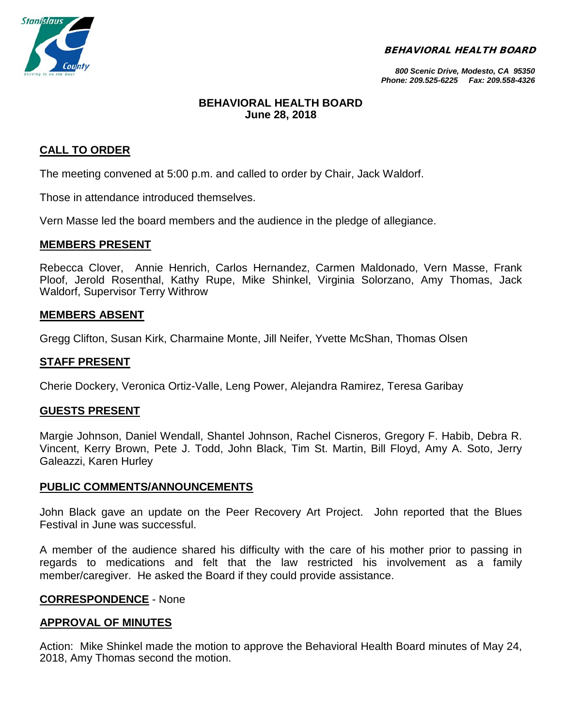**BEHAVIORAL HEALTH BOARD**

*800 Scenic Drive, Modesto, CA 95350*
*Phone: 209.525-6225 Fax: 209.558-4326*

# BEHAVIORAL HEALTH BOARD
## June 28, 2018

## CALL TO ORDER

The meeting convened at 5:00 p.m. and called to order by Chair, Jack Waldorf.

Those in attendance introduced themselves.

Vern Masse led the board members and the audience in the pledge of allegiance.

## MEMBERS PRESENT

Rebecca Clover, Annie Henrich, Carlos Hernandez, Carmen Maldonado, Vern Masse, Frank Ploof, Jerold Rosenthal, Kathy Rupe, Mike Shinkel, Virginia Solorzano, Amy Thomas, Jack Waldorf, Supervisor Terry Withrow

## MEMBERS ABSENT

Gregg Clifton, Susan Kirk, Charmaine Monte, Jill Neifer, Yvette McShan, Thomas Olsen

## STAFF PRESENT

Cherie Dockery, Veronica Ortiz-Valle, Leng Power, Alejandra Ramirez, Teresa Garibay

## GUESTS PRESENT

Margie Johnson, Daniel Wendall, Shantel Johnson, Rachel Cisneros, Gregory F. Habib, Debra R. Vincent, Kerry Brown, Pete J. Todd, John Black, Tim St. Martin, Bill Floyd, Amy A. Soto, Jerry Galeazzi, Karen Hurley

## PUBLIC COMMENTS/ANNOUNCEMENTS

John Black gave an update on the Peer Recovery Art Project. John reported that the Blues Festival in June was successful.

A member of the audience shared his difficulty with the care of his mother prior to passing in regards to medications and felt that the law restricted his involvement as a family member/caregiver. He asked the Board if they could provide assistance.

## CORRESPONDENCE - None

## APPROVAL OF MINUTES

Action: Mike Shinkel made the motion to approve the Behavioral Health Board minutes of May 24, 2018, Amy Thomas second the motion.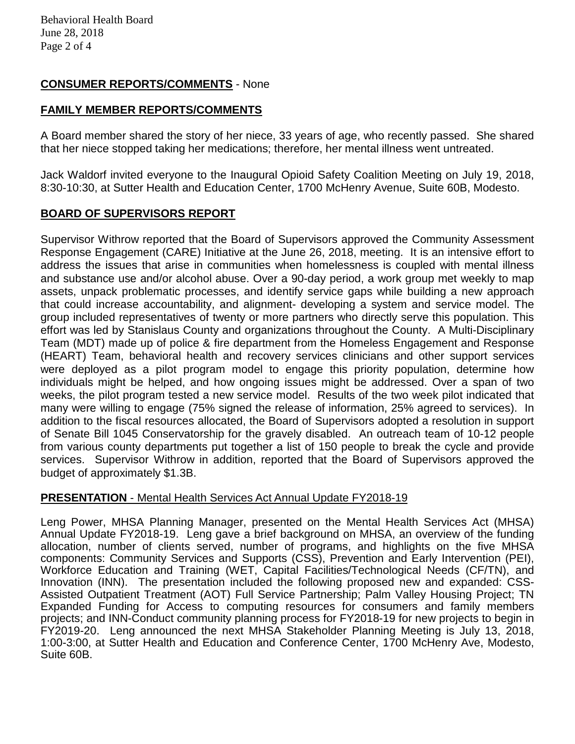**CONSUMER REPORTS/COMMENTS** - None

**FAMILY MEMBER REPORTS/COMMENTS**

A Board member shared the story of her niece, 33 years of age, who recently passed. She shared that her niece stopped taking her medications; therefore, her mental illness went untreated.

Jack Waldorf invited everyone to the Inaugural Opioid Safety Coalition Meeting on July 19, 2018, 8:30-10:30, at Sutter Health and Education Center, 1700 McHenry Avenue, Suite 60B, Modesto.

**BOARD OF SUPERVISORS REPORT**

Supervisor Withrow reported that the Board of Supervisors approved the Community Assessment Response Engagement (CARE) Initiative at the June 26, 2018, meeting. It is an intensive effort to address the issues that arise in communities when homelessness is coupled with mental illness and substance use and/or alcohol abuse. Over a 90-day period, a work group met weekly to map assets, unpack problematic processes, and identify service gaps while building a new approach that could increase accountability, and alignment- developing a system and service model. The group included representatives of twenty or more partners who directly serve this population. This effort was led by Stanislaus County and organizations throughout the County. A Multi-Disciplinary Team (MDT) made up of police & fire department from the Homeless Engagement and Response (HEART) Team, behavioral health and recovery services clinicians and other support services were deployed as a pilot program model to engage this priority population, determine how individuals might be helped, and how ongoing issues might be addressed. Over a span of two weeks, the pilot program tested a new service model. Results of the two week pilot indicated that many were willing to engage (75% signed the release of information, 25% agreed to services). In addition to the fiscal resources allocated, the Board of Supervisors adopted a resolution in support of Senate Bill 1045 Conservatorship for the gravely disabled. An outreach team of 10-12 people from various county departments put together a list of 150 people to break the cycle and provide services. Supervisor Withrow in addition, reported that the Board of Supervisors approved the budget of approximately $1.3B.

**PRESENTATION** - Mental Health Services Act Annual Update FY2018-19

Leng Power, MHSA Planning Manager, presented on the Mental Health Services Act (MHSA) Annual Update FY2018-19. Leng gave a brief background on MHSA, an overview of the funding allocation, number of clients served, number of programs, and highlights on the five MHSA components: Community Services and Supports (CSS), Prevention and Early Intervention (PEI), Workforce Education and Training (WET, Capital Facilities/Technological Needs (CF/TN), and Innovation (INN). The presentation included the following proposed new and expanded: CSS-Assisted Outpatient Treatment (AOT) Full Service Partnership; Palm Valley Housing Project; TN Expanded Funding for Access to computing resources for consumers and family members projects; and INN-Conduct community planning process for FY2018-19 for new projects to begin in FY2019-20. Leng announced the next MHSA Stakeholder Planning Meeting is July 13, 2018, 1:00-3:00, at Sutter Health and Education and Conference Center, 1700 McHenry Ave, Modesto, Suite 60B.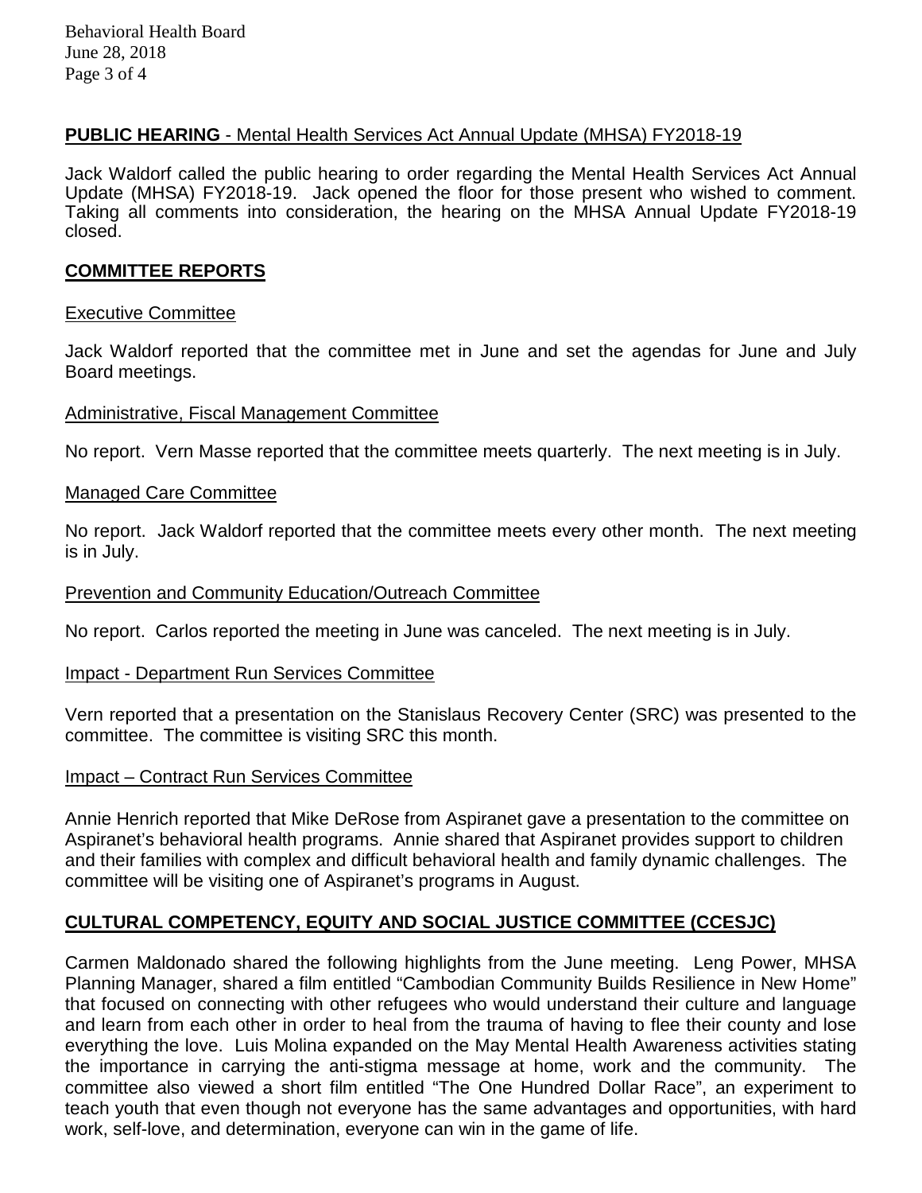## **PUBLIC HEARING** - Mental Health Services Act Annual Update (MHSA) FY2018-19

Jack Waldorf called the public hearing to order regarding the Mental Health Services Act Annual Update (MHSA) FY2018-19. Jack opened the floor for those present who wished to comment. Taking all comments into consideration, the hearing on the MHSA Annual Update FY2018-19 closed.

## **COMMITTEE REPORTS**

### Executive Committee

Jack Waldorf reported that the committee met in June and set the agendas for June and July Board meetings.

### Administrative, Fiscal Management Committee

No report. Vern Masse reported that the committee meets quarterly. The next meeting is in July.

### Managed Care Committee

No report. Jack Waldorf reported that the committee meets every other month. The next meeting is in July.

### Prevention and Community Education/Outreach Committee

No report. Carlos reported the meeting in June was canceled. The next meeting is in July.

### Impact - Department Run Services Committee

Vern reported that a presentation on the Stanislaus Recovery Center (SRC) was presented to the committee. The committee is visiting SRC this month.

### Impact – Contract Run Services Committee

Annie Henrich reported that Mike DeRose from Aspiranet gave a presentation to the committee on Aspiranet's behavioral health programs. Annie shared that Aspiranet provides support to children and their families with complex and difficult behavioral health and family dynamic challenges. The committee will be visiting one of Aspiranet's programs in August.

## **CULTURAL COMPETENCY, EQUITY AND SOCIAL JUSTICE COMMITTEE (CCESJC)**

Carmen Maldonado shared the following highlights from the June meeting. Leng Power, MHSA Planning Manager, shared a film entitled "Cambodian Community Builds Resilience in New Home" that focused on connecting with other refugees who would understand their culture and language and learn from each other in order to heal from the trauma of having to flee their county and lose everything the love. Luis Molina expanded on the May Mental Health Awareness activities stating the importance in carrying the anti-stigma message at home, work and the community. The committee also viewed a short film entitled "The One Hundred Dollar Race", an experiment to teach youth that even though not everyone has the same advantages and opportunities, with hard work, self-love, and determination, everyone can win in the game of life.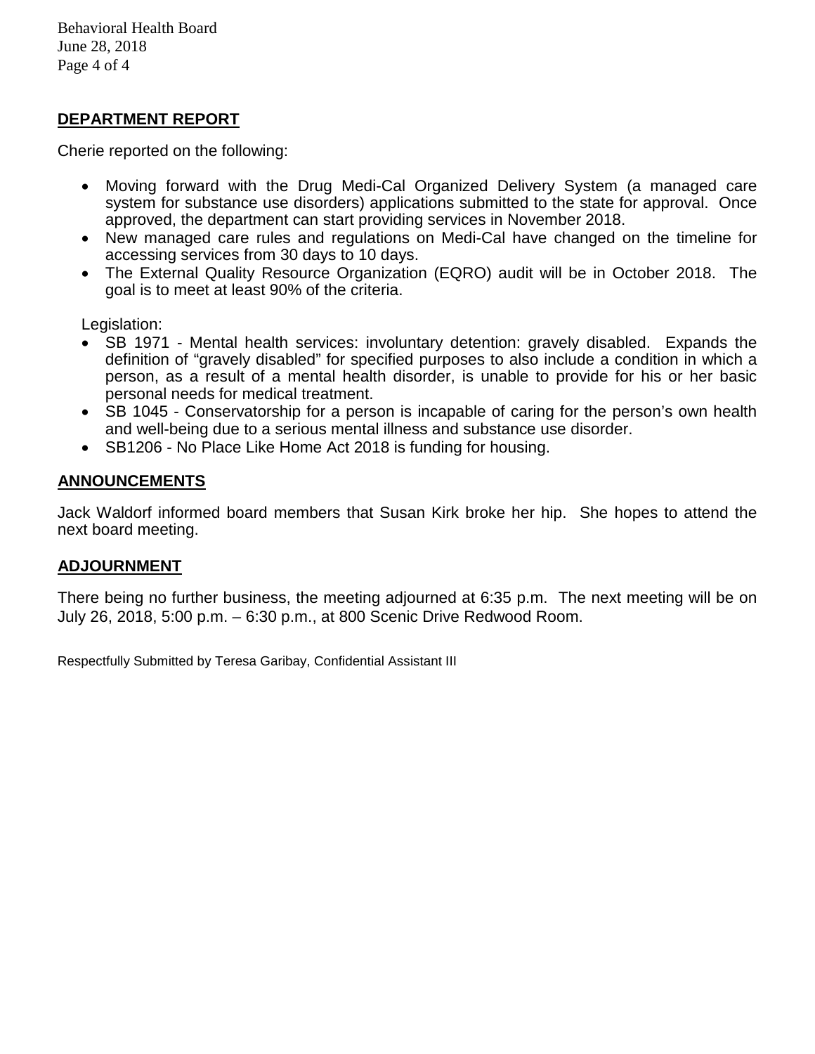**DEPARTMENT REPORT**

Cherie reported on the following:

- Moving forward with the Drug Medi-Cal Organized Delivery System (a managed care system for substance use disorders) applications submitted to the state for approval. Once approved, the department can start providing services in November 2018.
- New managed care rules and regulations on Medi-Cal have changed on the timeline for accessing services from 30 days to 10 days.
- The External Quality Resource Organization (EQRO) audit will be in October 2018. The goal is to meet at least 90% of the criteria.

Legislation:

- SB 1971 - Mental health services: involuntary detention: gravely disabled. Expands the definition of "gravely disabled" for specified purposes to also include a condition in which a person, as a result of a mental health disorder, is unable to provide for his or her basic personal needs for medical treatment.
- SB 1045 - Conservatorship for a person is incapable of caring for the person's own health and well-being due to a serious mental illness and substance use disorder.
- SB1206 - No Place Like Home Act 2018 is funding for housing.

**ANNOUNCEMENTS**

Jack Waldorf informed board members that Susan Kirk broke her hip. She hopes to attend the next board meeting.

**ADJOURNMENT**

There being no further business, the meeting adjourned at 6:35 p.m. The next meeting will be on July 26, 2018, 5:00 p.m. – 6:30 p.m., at 800 Scenic Drive Redwood Room.

Respectfully Submitted by Teresa Garibay, Confidential Assistant III